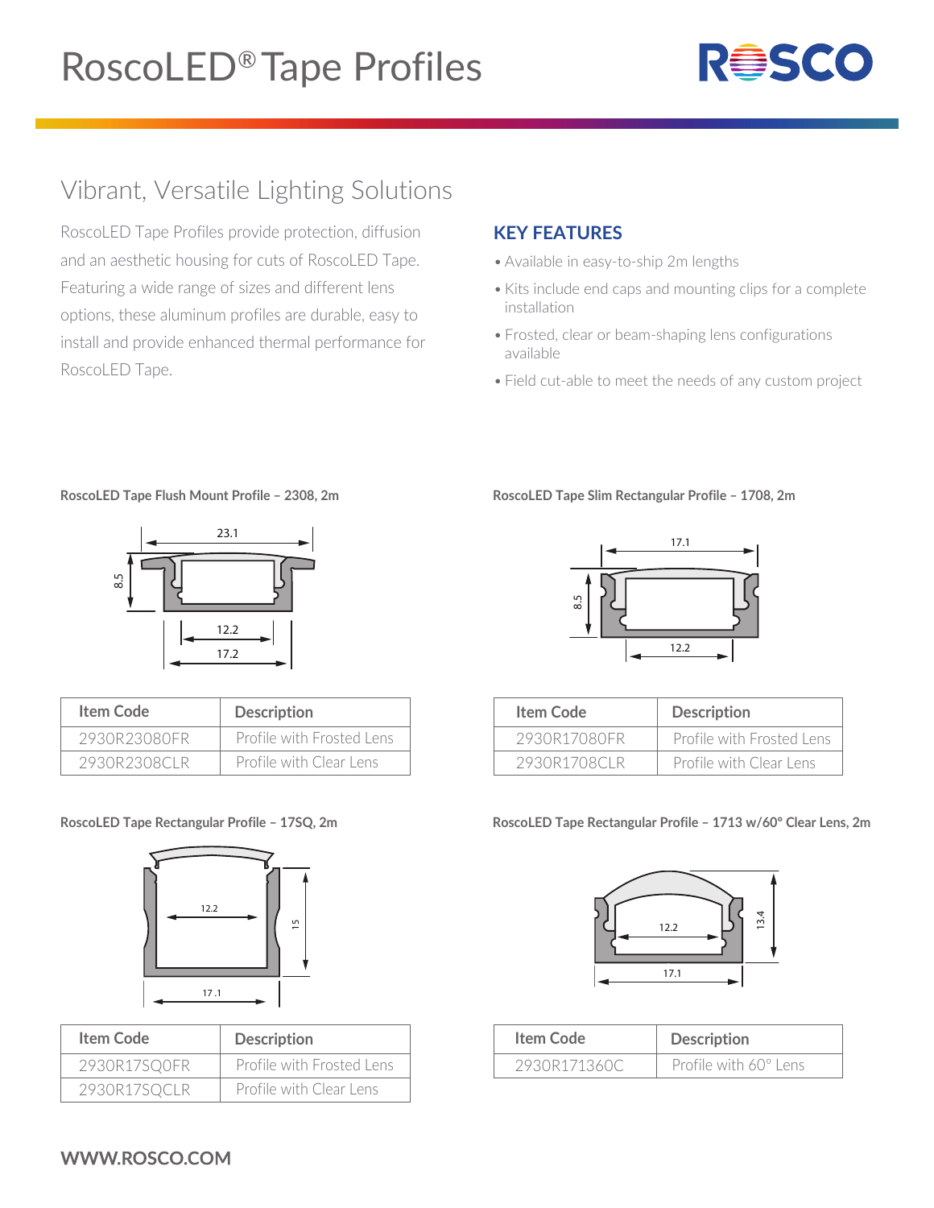# RoscoLED® Tape Profiles

## Vibrant, Versatile Lighting Solutions

RoscoLED Tape Profiles provide protection, diffusion and an aesthetic housing for cuts of RoscoLED Tape. Featuring a wide range of sizes and different lens options, these aluminum profiles are durable, easy to install and provide enhanced thermal performance for RoscoLED Tape.

### KEY FEATURES

- Available in easy-to-ship 2m lengths
- Kits include end caps and mounting clips for a complete installation
- Frosted, clear or beam-shaping lens configurations available
- Field cut-able to meet the needs of any custom project

**RoscoLED Tape Flush Mount Profile – 2308, 2m**

| Item Code | Description |
| --- | --- |
| 2930R23080FR | Profile with Frosted Lens |
| 2930R2308CLR | Profile with Clear Lens |

**RoscoLED Tape Slim Rectangular Profile – 1708, 2m**

| Item Code | Description |
| --- | --- |
| 2930R17080FR | Profile with Frosted Lens |
| 2930R1708CLR | Profile with Clear Lens |

**RoscoLED Tape Rectangular Profile – 17SQ, 2m**

| Item Code | Description |
| --- | --- |
| 2930R17SQ0FR | Profile with Frosted Lens |
| 2930R17SQCLR | Profile with Clear Lens |

**RoscoLED Tape Rectangular Profile – 1713 w/60° Clear Lens, 2m**

| Item Code | Description |
| --- | --- |
| 2930R171360C | Profile with 60° Lens |

**WWW.ROSCO.COM**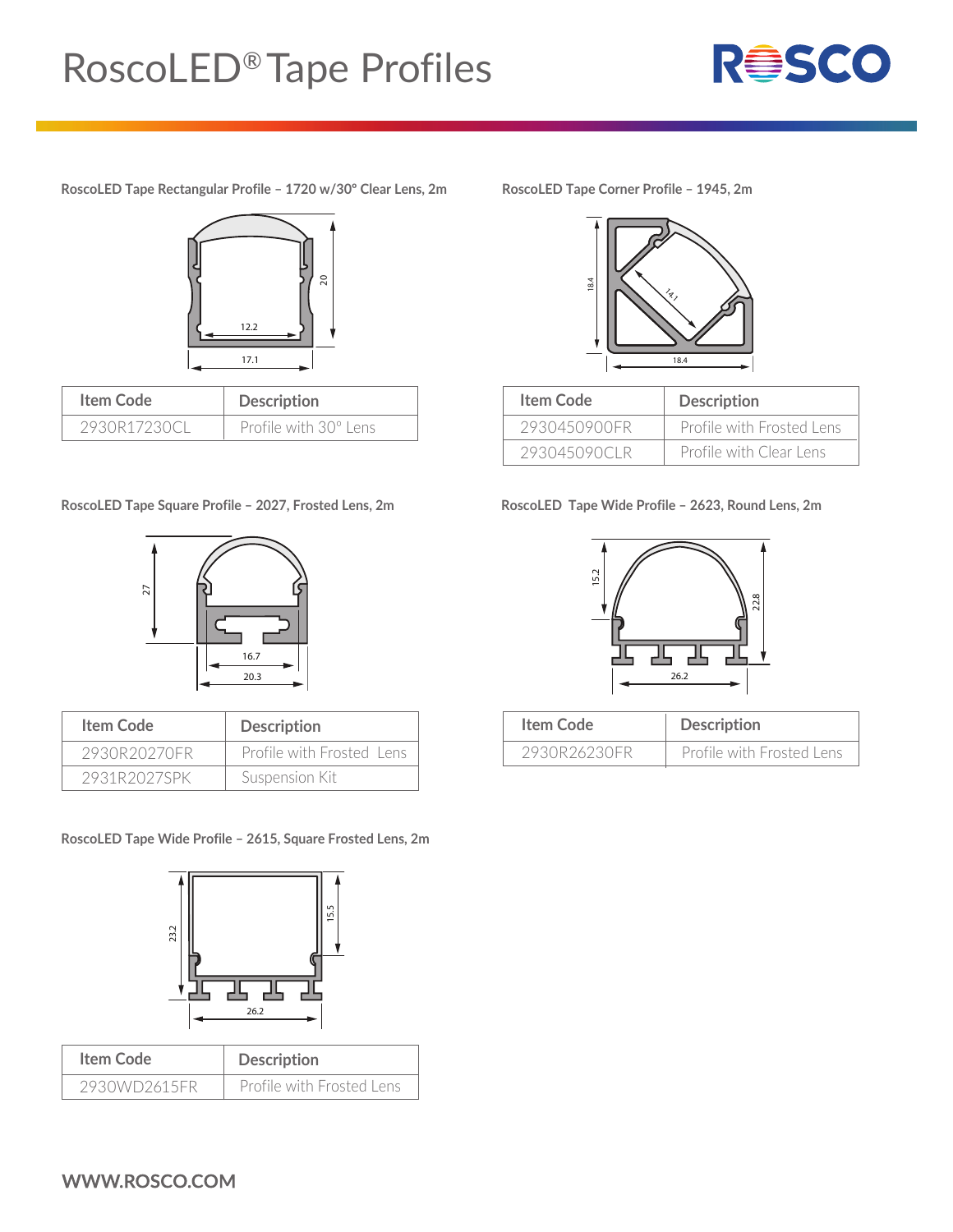# RoscoLED® Tape Profiles

**RoscoLED Tape Rectangular Profile – 1720 w/30° Clear Lens, 2m**

20
12.2
17.1

| Item Code | Description |
|---|---|
| 2930R17230CL | Profile with 30° Lens |

**RoscoLED Tape Corner Profile – 1945, 2m**

18.4
14.1
18.4

| Item Code | Description |
|---|---|
| 2930450900FR | Profile with Frosted Lens |
| 293045090CLR | Profile with Clear Lens |

**RoscoLED Tape Square Profile – 2027, Frosted Lens, 2m**

27
16.7
20.3

| Item Code | Description |
|---|---|
| 2930R20270FR | Profile with Frosted  Lens |
| 2931R2027SPK | Suspension Kit |

**RoscoLED  Tape Wide Profile – 2623, Round Lens, 2m**

15.2
22.8
26.2

| Item Code | Description |
|---|---|
| 2930R26230FR | Profile with Frosted Lens |

**RoscoLED Tape Wide Profile – 2615, Square Frosted Lens, 2m**

23.2
15.5
26.2

| Item Code | Description |
|---|---|
| 2930WD2615FR | Profile with Frosted Lens |

**WWW.ROSCO.COM**